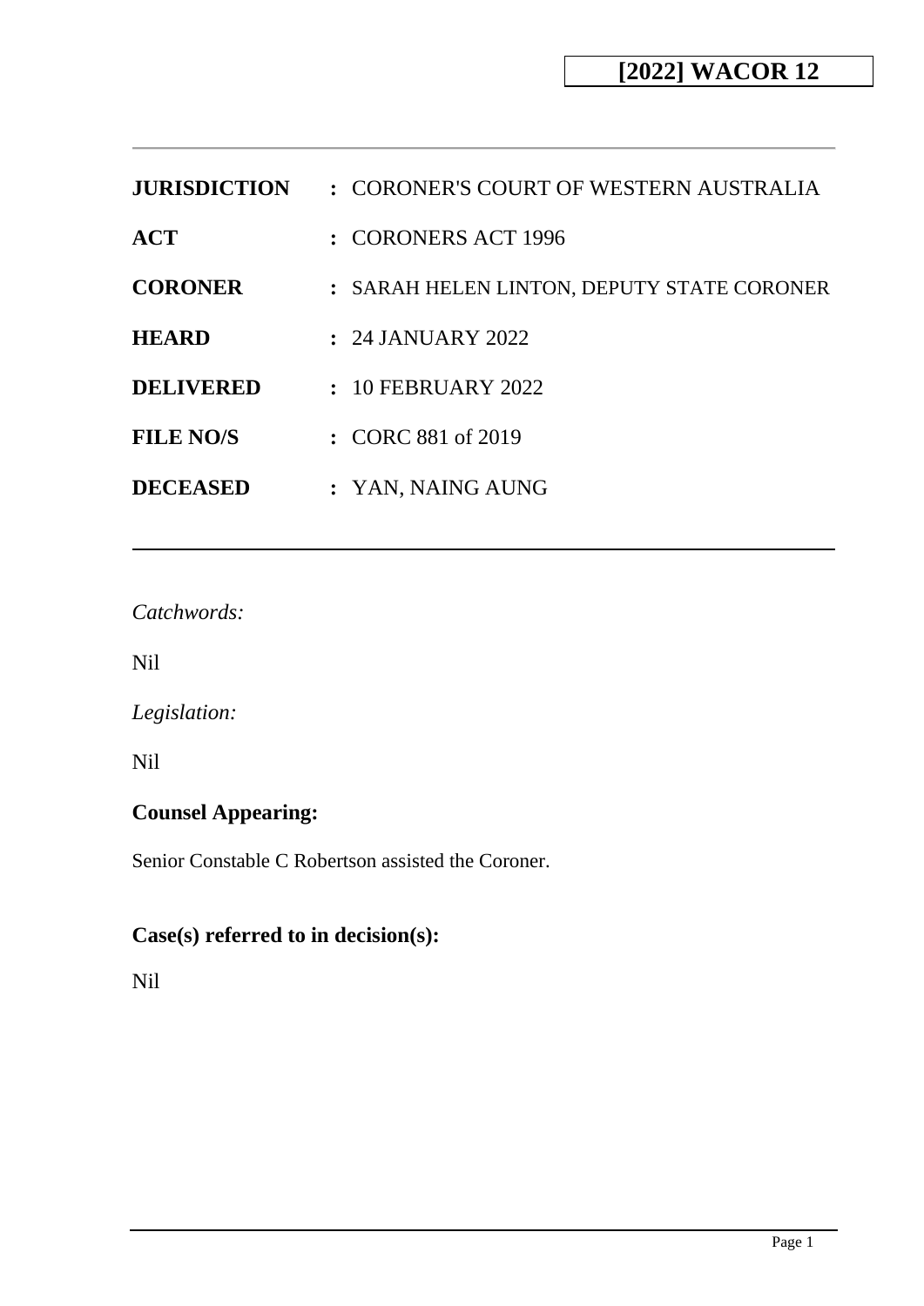**[2022] WACOR 12**

---

| | |
|---|---|
| **JURISDICTION** | : CORONER'S COURT OF WESTERN AUSTRALIA |
| **ACT** | : CORONERS ACT 1996 |
| **CORONER** | : SARAH HELEN LINTON, DEPUTY STATE CORONER |
| **HEARD** | : 24 JANUARY 2022 |
| **DELIVERED** | : 10 FEBRUARY 2022 |
| **FILE NO/S** | : CORC 881 of 2019 |
| **DECEASED** | : YAN, NAING AUNG |

---

*Catchwords:*

Nil

*Legislation:*

Nil

**Counsel Appearing:**

Senior Constable C Robertson assisted the Coroner.

**Case(s) referred to in decision(s):**

Nil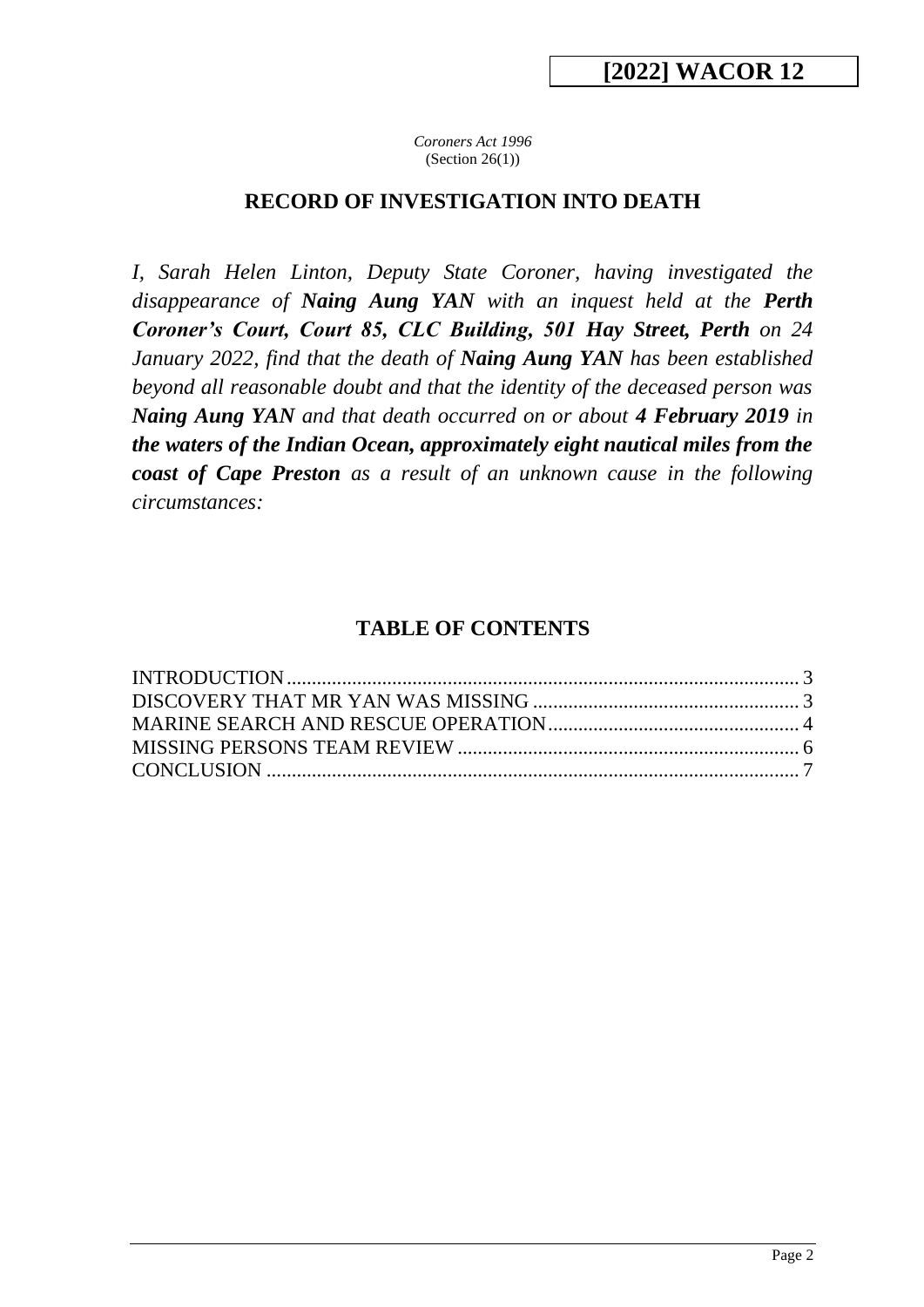**[2022] WACOR 12**

*Coroners Act 1996*
(Section 26(1))

## RECORD OF INVESTIGATION INTO DEATH

*I, Sarah Helen Linton, Deputy State Coroner, having investigated the disappearance of **Naing Aung YAN** with an inquest held at the **Perth Coroner's Court, Court 85, CLC Building, 501 Hay Street, Perth** on 24 January 2022, find that the death of **Naing Aung YAN** has been established beyond all reasonable doubt and that the identity of the deceased person was **Naing Aung YAN** and that death occurred on or about **4 February 2019** in **the waters of the Indian Ocean, approximately eight nautical miles from the coast of Cape Preston** as a result of an unknown cause in the following circumstances:*

## TABLE OF CONTENTS

INTRODUCTION ..... 3
DISCOVERY THAT MR YAN WAS MISSING ..... 3
MARINE SEARCH AND RESCUE OPERATION ..... 4
MISSING PERSONS TEAM REVIEW ..... 6
CONCLUSION ..... 7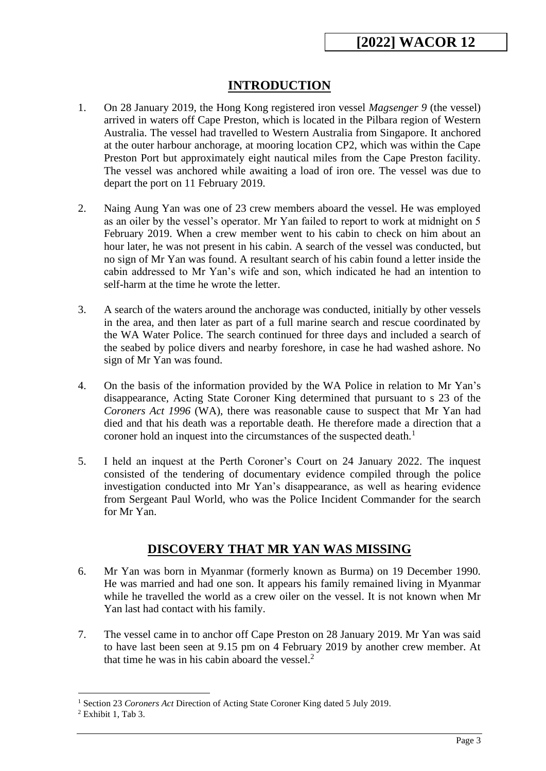## INTRODUCTION

1. On 28 January 2019, the Hong Kong registered iron vessel *Magsenger 9* (the vessel) arrived in waters off Cape Preston, which is located in the Pilbara region of Western Australia. The vessel had travelled to Western Australia from Singapore. It anchored at the outer harbour anchorage, at mooring location CP2, which was within the Cape Preston Port but approximately eight nautical miles from the Cape Preston facility. The vessel was anchored while awaiting a load of iron ore. The vessel was due to depart the port on 11 February 2019.

2. Naing Aung Yan was one of 23 crew members aboard the vessel. He was employed as an oiler by the vessel's operator. Mr Yan failed to report to work at midnight on 5 February 2019. When a crew member went to his cabin to check on him about an hour later, he was not present in his cabin. A search of the vessel was conducted, but no sign of Mr Yan was found. A resultant search of his cabin found a letter inside the cabin addressed to Mr Yan's wife and son, which indicated he had an intention to self-harm at the time he wrote the letter.

3. A search of the waters around the anchorage was conducted, initially by other vessels in the area, and then later as part of a full marine search and rescue coordinated by the WA Water Police. The search continued for three days and included a search of the seabed by police divers and nearby foreshore, in case he had washed ashore. No sign of Mr Yan was found.

4. On the basis of the information provided by the WA Police in relation to Mr Yan's disappearance, Acting State Coroner King determined that pursuant to s 23 of the *Coroners Act 1996* (WA), there was reasonable cause to suspect that Mr Yan had died and that his death was a reportable death. He therefore made a direction that a coroner hold an inquest into the circumstances of the suspected death.[1]

5. I held an inquest at the Perth Coroner's Court on 24 January 2022. The inquest consisted of the tendering of documentary evidence compiled through the police investigation conducted into Mr Yan's disappearance, as well as hearing evidence from Sergeant Paul World, who was the Police Incident Commander for the search for Mr Yan.

## DISCOVERY THAT MR YAN WAS MISSING

6. Mr Yan was born in Myanmar (formerly known as Burma) on 19 December 1990. He was married and had one son. It appears his family remained living in Myanmar while he travelled the world as a crew oiler on the vessel. It is not known when Mr Yan last had contact with his family.

7. The vessel came in to anchor off Cape Preston on 28 January 2019. Mr Yan was said to have last been seen at 9.15 pm on 4 February 2019 by another crew member. At that time he was in his cabin aboard the vessel.[2]

---

[1] Section 23 *Coroners Act* Direction of Acting State Coroner King dated 5 July 2019.

[2] Exhibit 1, Tab 3.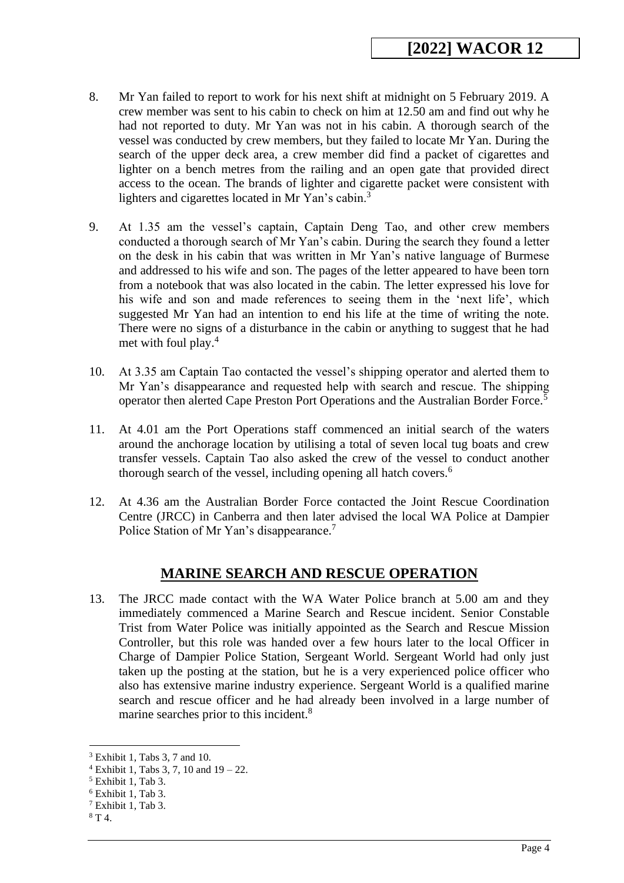8. Mr Yan failed to report to work for his next shift at midnight on 5 February 2019. A crew member was sent to his cabin to check on him at 12.50 am and find out why he had not reported to duty. Mr Yan was not in his cabin. A thorough search of the vessel was conducted by crew members, but they failed to locate Mr Yan. During the search of the upper deck area, a crew member did find a packet of cigarettes and lighter on a bench metres from the railing and an open gate that provided direct access to the ocean. The brands of lighter and cigarette packet were consistent with lighters and cigarettes located in Mr Yan's cabin.[3]

9. At 1.35 am the vessel's captain, Captain Deng Tao, and other crew members conducted a thorough search of Mr Yan's cabin. During the search they found a letter on the desk in his cabin that was written in Mr Yan's native language of Burmese and addressed to his wife and son. The pages of the letter appeared to have been torn from a notebook that was also located in the cabin. The letter expressed his love for his wife and son and made references to seeing them in the 'next life', which suggested Mr Yan had an intention to end his life at the time of writing the note. There were no signs of a disturbance in the cabin or anything to suggest that he had met with foul play.[4]

10. At 3.35 am Captain Tao contacted the vessel's shipping operator and alerted them to Mr Yan's disappearance and requested help with search and rescue. The shipping operator then alerted Cape Preston Port Operations and the Australian Border Force.[5]

11. At 4.01 am the Port Operations staff commenced an initial search of the waters around the anchorage location by utilising a total of seven local tug boats and crew transfer vessels. Captain Tao also asked the crew of the vessel to conduct another thorough search of the vessel, including opening all hatch covers.[6]

12. At 4.36 am the Australian Border Force contacted the Joint Rescue Coordination Centre (JRCC) in Canberra and then later advised the local WA Police at Dampier Police Station of Mr Yan's disappearance.[7]

## MARINE SEARCH AND RESCUE OPERATION

13. The JRCC made contact with the WA Water Police branch at 5.00 am and they immediately commenced a Marine Search and Rescue incident. Senior Constable Trist from Water Police was initially appointed as the Search and Rescue Mission Controller, but this role was handed over a few hours later to the local Officer in Charge of Dampier Police Station, Sergeant World. Sergeant World had only just taken up the posting at the station, but he is a very experienced police officer who also has extensive marine industry experience. Sergeant World is a qualified marine search and rescue officer and he had already been involved in a large number of marine searches prior to this incident.[8]

---

[3] Exhibit 1, Tabs 3, 7 and 10.
[4] Exhibit 1, Tabs 3, 7, 10 and 19 – 22.
[5] Exhibit 1, Tab 3.
[6] Exhibit 1, Tab 3.
[7] Exhibit 1, Tab 3.
[8] T 4.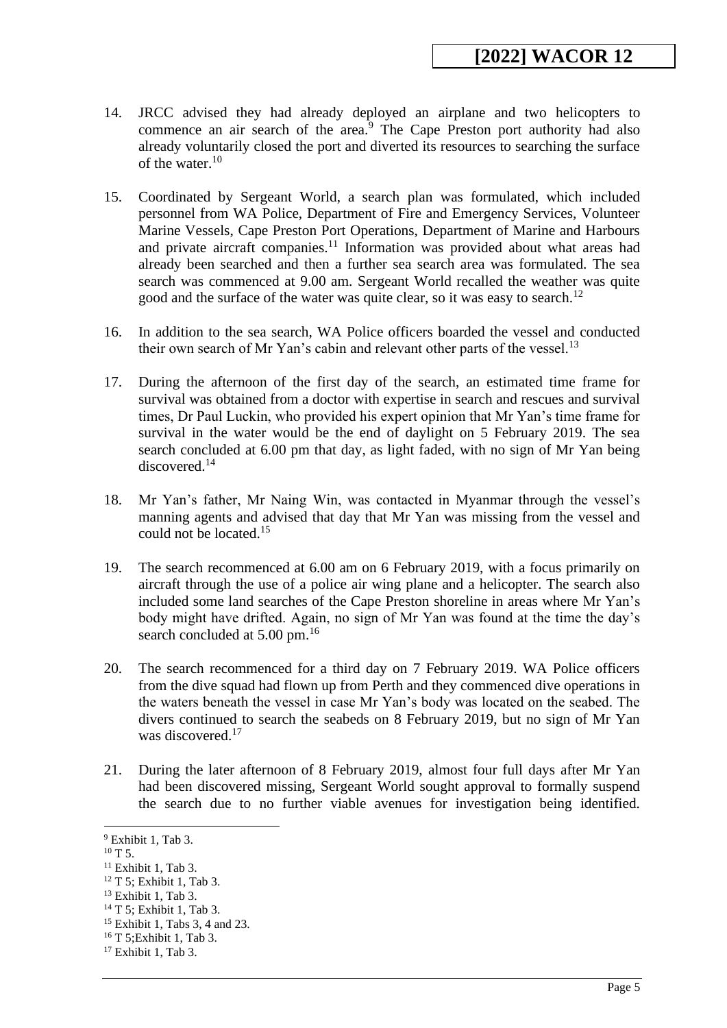14. JRCC advised they had already deployed an airplane and two helicopters to commence an air search of the area.[9] The Cape Preston port authority had also already voluntarily closed the port and diverted its resources to searching the surface of the water.[10]

15. Coordinated by Sergeant World, a search plan was formulated, which included personnel from WA Police, Department of Fire and Emergency Services, Volunteer Marine Vessels, Cape Preston Port Operations, Department of Marine and Harbours and private aircraft companies.[11] Information was provided about what areas had already been searched and then a further sea search area was formulated. The sea search was commenced at 9.00 am. Sergeant World recalled the weather was quite good and the surface of the water was quite clear, so it was easy to search.[12]

16. In addition to the sea search, WA Police officers boarded the vessel and conducted their own search of Mr Yan's cabin and relevant other parts of the vessel.[13]

17. During the afternoon of the first day of the search, an estimated time frame for survival was obtained from a doctor with expertise in search and rescues and survival times, Dr Paul Luckin, who provided his expert opinion that Mr Yan's time frame for survival in the water would be the end of daylight on 5 February 2019. The sea search concluded at 6.00 pm that day, as light faded, with no sign of Mr Yan being discovered.[14]

18. Mr Yan's father, Mr Naing Win, was contacted in Myanmar through the vessel's manning agents and advised that day that Mr Yan was missing from the vessel and could not be located.[15]

19. The search recommenced at 6.00 am on 6 February 2019, with a focus primarily on aircraft through the use of a police air wing plane and a helicopter. The search also included some land searches of the Cape Preston shoreline in areas where Mr Yan's body might have drifted. Again, no sign of Mr Yan was found at the time the day's search concluded at 5.00 pm.[16]

20. The search recommenced for a third day on 7 February 2019. WA Police officers from the dive squad had flown up from Perth and they commenced dive operations in the waters beneath the vessel in case Mr Yan's body was located on the seabed. The divers continued to search the seabeds on 8 February 2019, but no sign of Mr Yan was discovered.[17]

21. During the later afternoon of 8 February 2019, almost four full days after Mr Yan had been discovered missing, Sergeant World sought approval to formally suspend the search due to no further viable avenues for investigation being identified.

---

[9] Exhibit 1, Tab 3.
[10] T 5.
[11] Exhibit 1, Tab 3.
[12] T 5; Exhibit 1, Tab 3.
[13] Exhibit 1, Tab 3.
[14] T 5; Exhibit 1, Tab 3.
[15] Exhibit 1, Tabs 3, 4 and 23.
[16] T 5;Exhibit 1, Tab 3.
[17] Exhibit 1, Tab 3.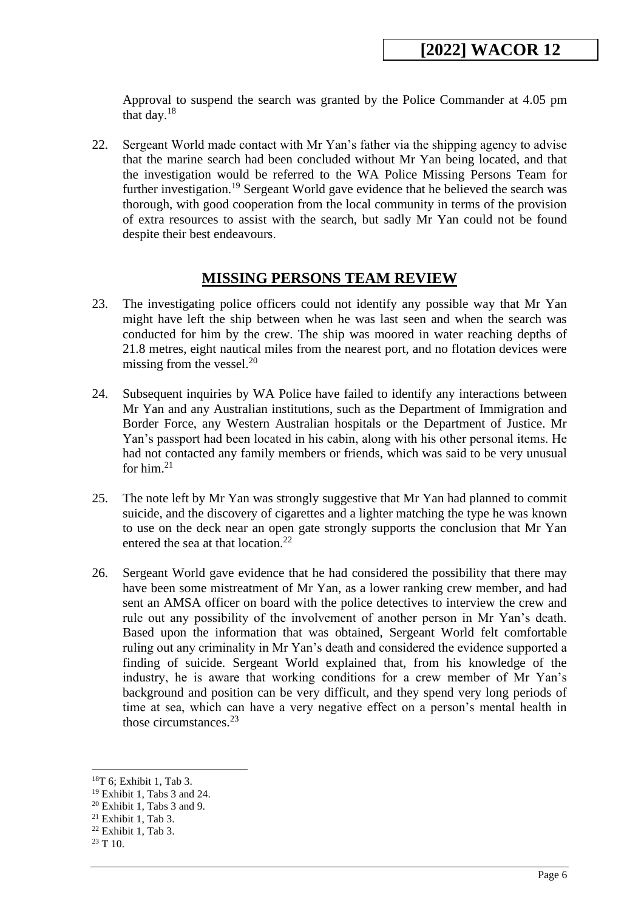Approval to suspend the search was granted by the Police Commander at 4.05 pm that day.[18]

22. Sergeant World made contact with Mr Yan's father via the shipping agency to advise that the marine search had been concluded without Mr Yan being located, and that the investigation would be referred to the WA Police Missing Persons Team for further investigation.[19] Sergeant World gave evidence that he believed the search was thorough, with good cooperation from the local community in terms of the provision of extra resources to assist with the search, but sadly Mr Yan could not be found despite their best endeavours.

## MISSING PERSONS TEAM REVIEW

23. The investigating police officers could not identify any possible way that Mr Yan might have left the ship between when he was last seen and when the search was conducted for him by the crew. The ship was moored in water reaching depths of 21.8 metres, eight nautical miles from the nearest port, and no flotation devices were missing from the vessel.[20]

24. Subsequent inquiries by WA Police have failed to identify any interactions between Mr Yan and any Australian institutions, such as the Department of Immigration and Border Force, any Western Australian hospitals or the Department of Justice. Mr Yan's passport had been located in his cabin, along with his other personal items. He had not contacted any family members or friends, which was said to be very unusual for him.[21]

25. The note left by Mr Yan was strongly suggestive that Mr Yan had planned to commit suicide, and the discovery of cigarettes and a lighter matching the type he was known to use on the deck near an open gate strongly supports the conclusion that Mr Yan entered the sea at that location.[22]

26. Sergeant World gave evidence that he had considered the possibility that there may have been some mistreatment of Mr Yan, as a lower ranking crew member, and had sent an AMSA officer on board with the police detectives to interview the crew and rule out any possibility of the involvement of another person in Mr Yan's death. Based upon the information that was obtained, Sergeant World felt comfortable ruling out any criminality in Mr Yan's death and considered the evidence supported a finding of suicide. Sergeant World explained that, from his knowledge of the industry, he is aware that working conditions for a crew member of Mr Yan's background and position can be very difficult, and they spend very long periods of time at sea, which can have a very negative effect on a person's mental health in those circumstances.[23]

---

[18] T 6; Exhibit 1, Tab 3.
[19] Exhibit 1, Tabs 3 and 24.
[20] Exhibit 1, Tabs 3 and 9.
[21] Exhibit 1, Tab 3.
[22] Exhibit 1, Tab 3.
[23] T 10.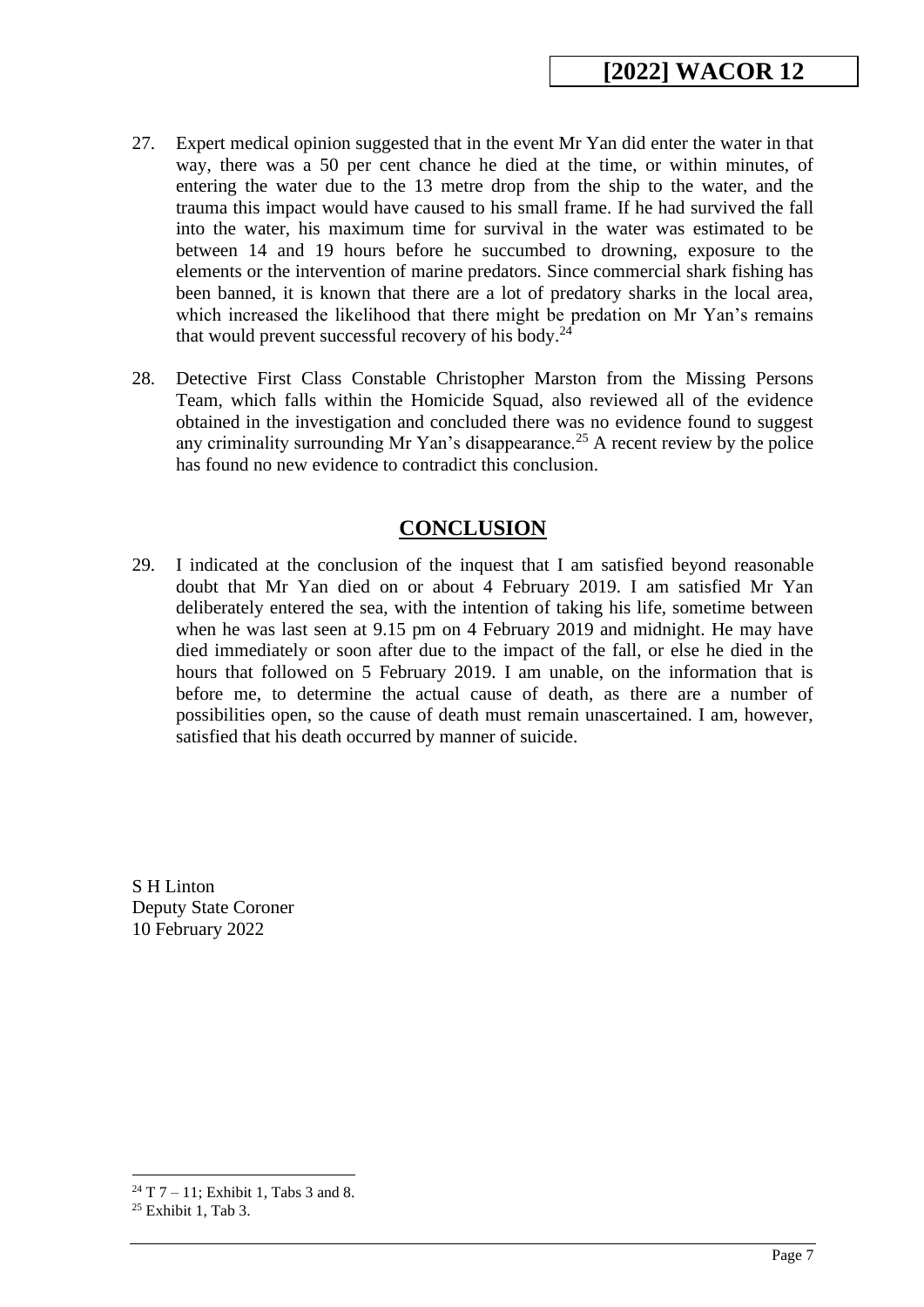27. Expert medical opinion suggested that in the event Mr Yan did enter the water in that way, there was a 50 per cent chance he died at the time, or within minutes, of entering the water due to the 13 metre drop from the ship to the water, and the trauma this impact would have caused to his small frame. If he had survived the fall into the water, his maximum time for survival in the water was estimated to be between 14 and 19 hours before he succumbed to drowning, exposure to the elements or the intervention of marine predators. Since commercial shark fishing has been banned, it is known that there are a lot of predatory sharks in the local area, which increased the likelihood that there might be predation on Mr Yan's remains that would prevent successful recovery of his body.[24]

28. Detective First Class Constable Christopher Marston from the Missing Persons Team, which falls within the Homicide Squad, also reviewed all of the evidence obtained in the investigation and concluded there was no evidence found to suggest any criminality surrounding Mr Yan's disappearance.[25] A recent review by the police has found no new evidence to contradict this conclusion.

## CONCLUSION

29. I indicated at the conclusion of the inquest that I am satisfied beyond reasonable doubt that Mr Yan died on or about 4 February 2019. I am satisfied Mr Yan deliberately entered the sea, with the intention of taking his life, sometime between when he was last seen at 9.15 pm on 4 February 2019 and midnight. He may have died immediately or soon after due to the impact of the fall, or else he died in the hours that followed on 5 February 2019. I am unable, on the information that is before me, to determine the actual cause of death, as there are a number of possibilities open, so the cause of death must remain unascertained. I am, however, satisfied that his death occurred by manner of suicide.

S H Linton
Deputy State Coroner
10 February 2022

---

[24] T 7 – 11; Exhibit 1, Tabs 3 and 8.
[25] Exhibit 1, Tab 3.